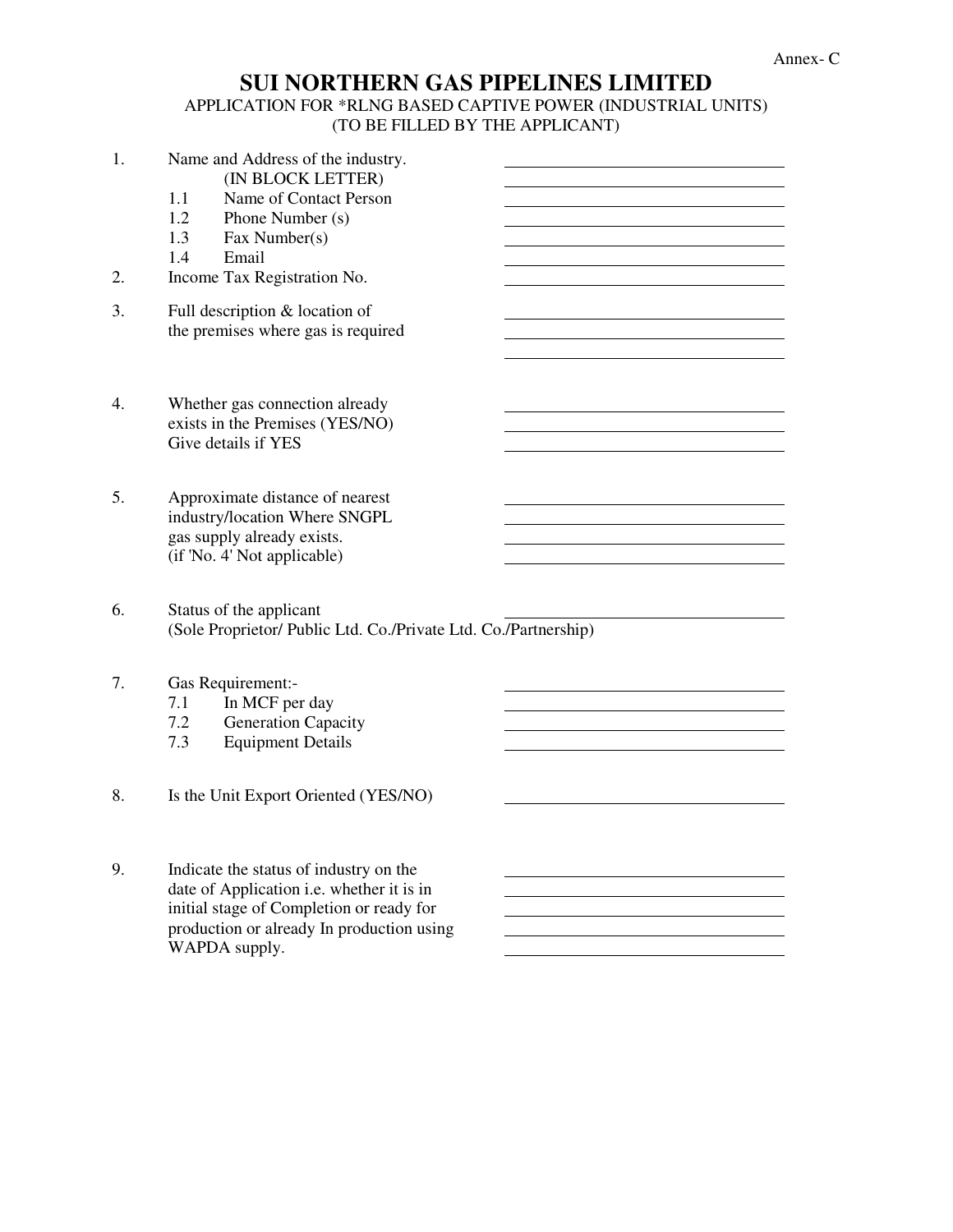Annex- C

# SUI NORTHERN GAS PIPELINES LIMITED

APPLICATION FOR *RLNG BASED CAPTIVE POWER (INDUSTRIAL UNITS)
(TO BE FILLED BY THE APPLICANT)

1. Name and Address of the industry. ______________________
   (IN BLOCK LETTER) ______________________
   - 1.1 Name of Contact Person ______________________
   - 1.2 Phone Number (s) ______________________
   - 1.3 Fax Number(s) ______________________
   - 1.4 Email ______________________

2. Income Tax Registration No. ______________________

3. Full description & location of the premises where gas is required ______________________
   ______________________
   ______________________

4. Whether gas connection already exists in the Premises (YES/NO) Give details if YES ______________________
   ______________________
   ______________________

5. Approximate distance of nearest industry/location Where SNGPL gas supply already exists. (if 'No. 4' Not applicable) ______________________
   ______________________
   ______________________
   ______________________

6. Status of the applicant ______________________
   (Sole Proprietor/ Public Ltd. Co./Private Ltd. Co./Partnership)

7. Gas Requirement:- ______________________
   - 7.1 In MCF per day ______________________
   - 7.2 Generation Capacity ______________________
   - 7.3 Equipment Details ______________________

8. Is the Unit Export Oriented (YES/NO) ______________________

9. Indicate the status of industry on the date of Application i.e. whether it is in initial stage of Completion or ready for production or already In production using WAPDA supply. ______________________
   ______________________
   ______________________
   ______________________
   ______________________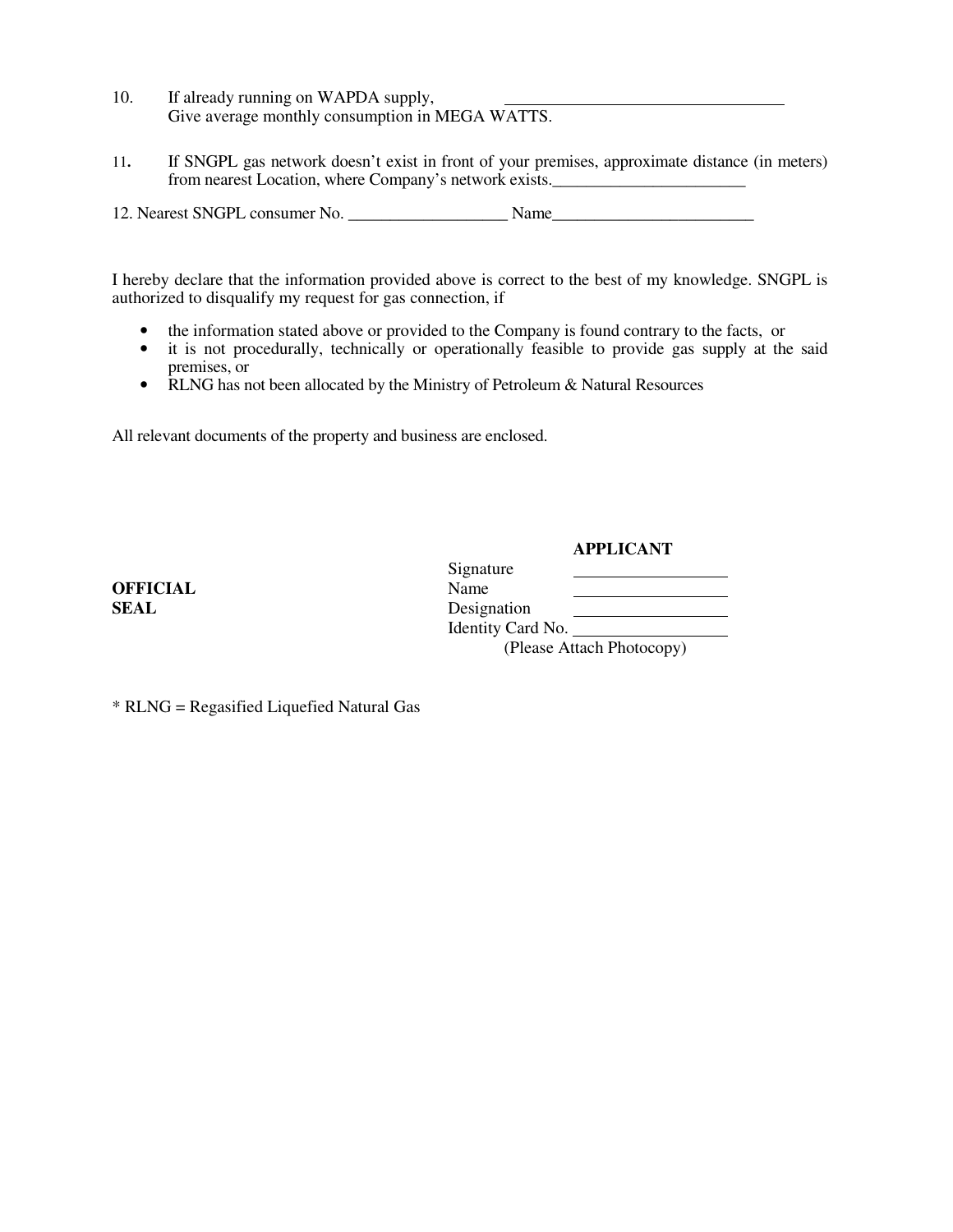10. If already running on WAPDA supply, ___________________________________
    Give average monthly consumption in MEGA WATTS.

11. If SNGPL gas network doesn't exist in front of your premises, approximate distance (in meters) from nearest Location, where Company's network exists.________________________

12. Nearest SNGPL consumer No. ___________________ Name_________________________

I hereby declare that the information provided above is correct to the best of my knowledge. SNGPL is authorized to disqualify my request for gas connection, if

- the information stated above or provided to the Company is found contrary to the facts, or
- it is not procedurally, technically or operationally feasible to provide gas supply at the said premises, or
- RLNG has not been allocated by the Ministry of Petroleum & Natural Resources

All relevant documents of the property and business are enclosed.

**APPLICANT**

Signature ___________________

**OFFICIAL SEAL**

Name ___________________

Designation ___________________

Identity Card No. ___________________

(Please Attach Photocopy)

* RLNG = Regasified Liquefied Natural Gas